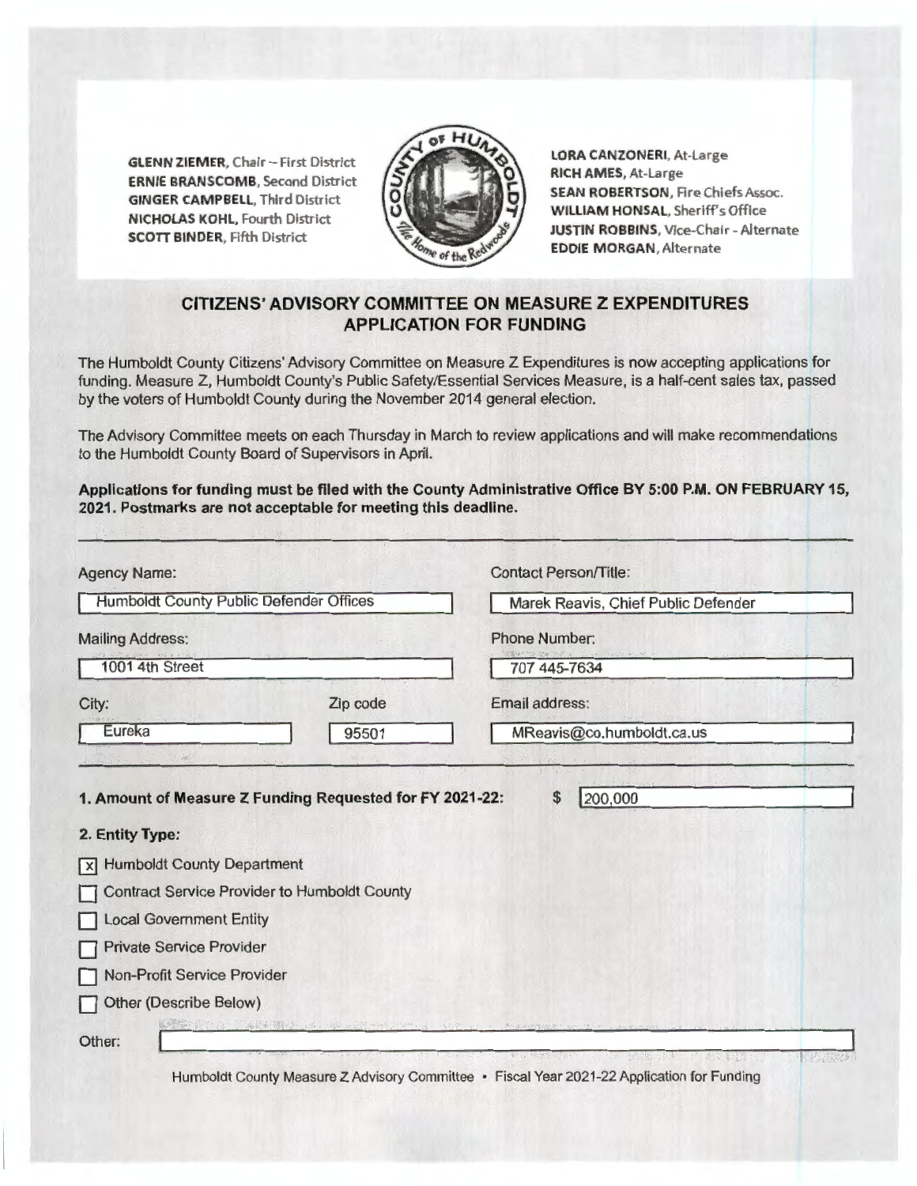**GLENN ZIEMER**, Chair – First District
**ERNIE BRANSCOMB**, Second District
**GINGER CAMPBELL**, Third District
**NICHOLAS KOHL**, Fourth District
**SCOTT BINDER**, Fifth District

**LORA CANZONERI**, At-Large
**RICH AMES**, At-Large
**SEAN ROBERTSON**, Fire Chiefs Assoc.
**WILLIAM HONSAL**, Sheriff's Office
**JUSTIN ROBBINS**, Vice-Chair - Alternate
**EDDIE MORGAN**, Alternate

## CITIZENS' ADVISORY COMMITTEE ON MEASURE Z EXPENDITURES
## APPLICATION FOR FUNDING

The Humboldt County Citizens' Advisory Committee on Measure Z Expenditures is now accepting applications for funding. Measure Z, Humboldt County's Public Safety/Essential Services Measure, is a half-cent sales tax, passed by the voters of Humboldt County during the November 2014 general election.

The Advisory Committee meets on each Thursday in March to review applications and will make recommendations to the Humboldt County Board of Supervisors in April.

**Applications for funding must be filed with the County Administrative Office BY 5:00 P.M. ON FEBRUARY 15, 2021. Postmarks are not acceptable for meeting this deadline.**

---

Agency Name: Humboldt County Public Defender Offices

Contact Person/Title: Marek Reavis, Chief Public Defender

Mailing Address: 1001 4th Street

Phone Number: 707 445-7634

City: Eureka

Zip code: 95501

Email address: MReavis@co.humboldt.ca.us

---

**1. Amount of Measure Z Funding Requested for FY 2021-22:** $ 200,000

**2. Entity Type:**

- [x] Humboldt County Department
- [ ] Contract Service Provider to Humboldt County
- [ ] Local Government Entity
- [ ] Private Service Provider
- [ ] Non-Profit Service Provider
- [ ] Other (Describe Below)

Other: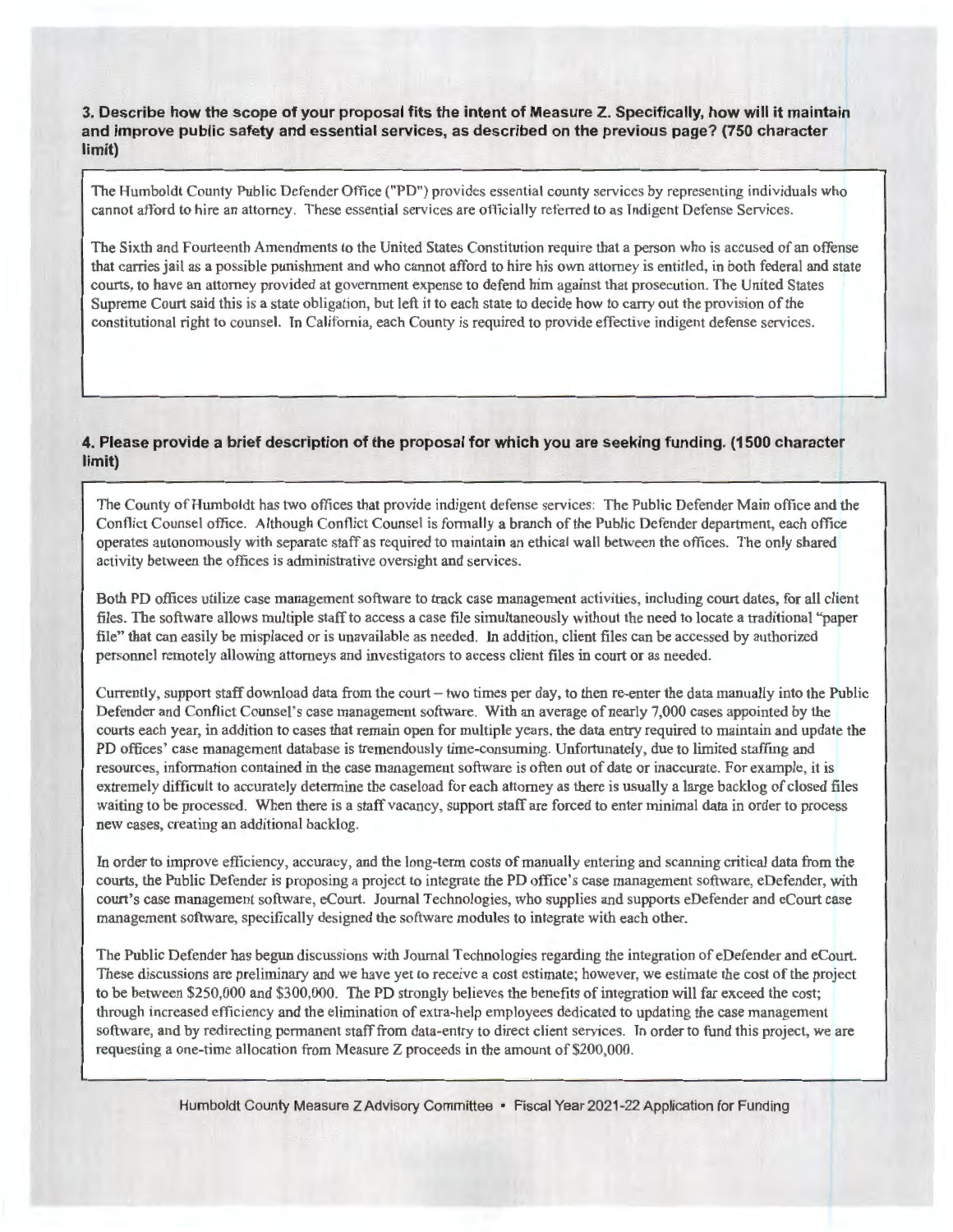**3. Describe how the scope of your proposal fits the intent of Measure Z. Specifically, how will it maintain and improve public safety and essential services, as described on the previous page? (750 character limit)**

The Humboldt County Public Defender Office ("PD") provides essential county services by representing individuals who cannot afford to hire an attorney. These essential services are officially referred to as Indigent Defense Services.

The Sixth and Fourteenth Amendments to the United States Constitution require that a person who is accused of an offense that carries jail as a possible punishment and who cannot afford to hire his own attorney is entitled, in both federal and state courts, to have an attorney provided at government expense to defend him against that prosecution. The United States Supreme Court said this is a state obligation, but left it to each state to decide how to carry out the provision of the constitutional right to counsel. In California, each County is required to provide effective indigent defense services.

**4. Please provide a brief description of the proposal for which you are seeking funding. (1500 character limit)**

The County of Humboldt has two offices that provide indigent defense services: The Public Defender Main office and the Conflict Counsel office. Although Conflict Counsel is formally a branch of the Public Defender department, each office operates autonomously with separate staff as required to maintain an ethical wall between the offices. The only shared activity between the offices is administrative oversight and services.

Both PD offices utilize case management software to track case management activities, including court dates, for all client files. The software allows multiple staff to access a case file simultaneously without the need to locate a traditional "paper file" that can easily be misplaced or is unavailable as needed. In addition, client files can be accessed by authorized personnel remotely allowing attorneys and investigators to access client files in court or as needed.

Currently, support staff download data from the court – two times per day, to then re-enter the data manually into the Public Defender and Conflict Counsel's case management software. With an average of nearly 7,000 cases appointed by the courts each year, in addition to cases that remain open for multiple years, the data entry required to maintain and update the PD offices' case management database is tremendously time-consuming. Unfortunately, due to limited staffing and resources, information contained in the case management software is often out of date or inaccurate. For example, it is extremely difficult to accurately determine the caseload for each attorney as there is usually a large backlog of closed files waiting to be processed. When there is a staff vacancy, support staff are forced to enter minimal data in order to process new cases, creating an additional backlog.

In order to improve efficiency, accuracy, and the long-term costs of manually entering and scanning critical data from the courts, the Public Defender is proposing a project to integrate the PD office's case management software, eDefender, with court's case management software, eCourt. Journal Technologies, who supplies and supports eDefender and eCourt case management software, specifically designed the software modules to integrate with each other.

The Public Defender has begun discussions with Journal Technologies regarding the integration of eDefender and eCourt. These discussions are preliminary and we have yet to receive a cost estimate; however, we estimate the cost of the project to be between $250,000 and $300,000. The PD strongly believes the benefits of integration will far exceed the cost; through increased efficiency and the elimination of extra-help employees dedicated to updating the case management software, and by redirecting permanent staff from data-entry to direct client services. In order to fund this project, we are requesting a one-time allocation from Measure Z proceeds in the amount of $200,000.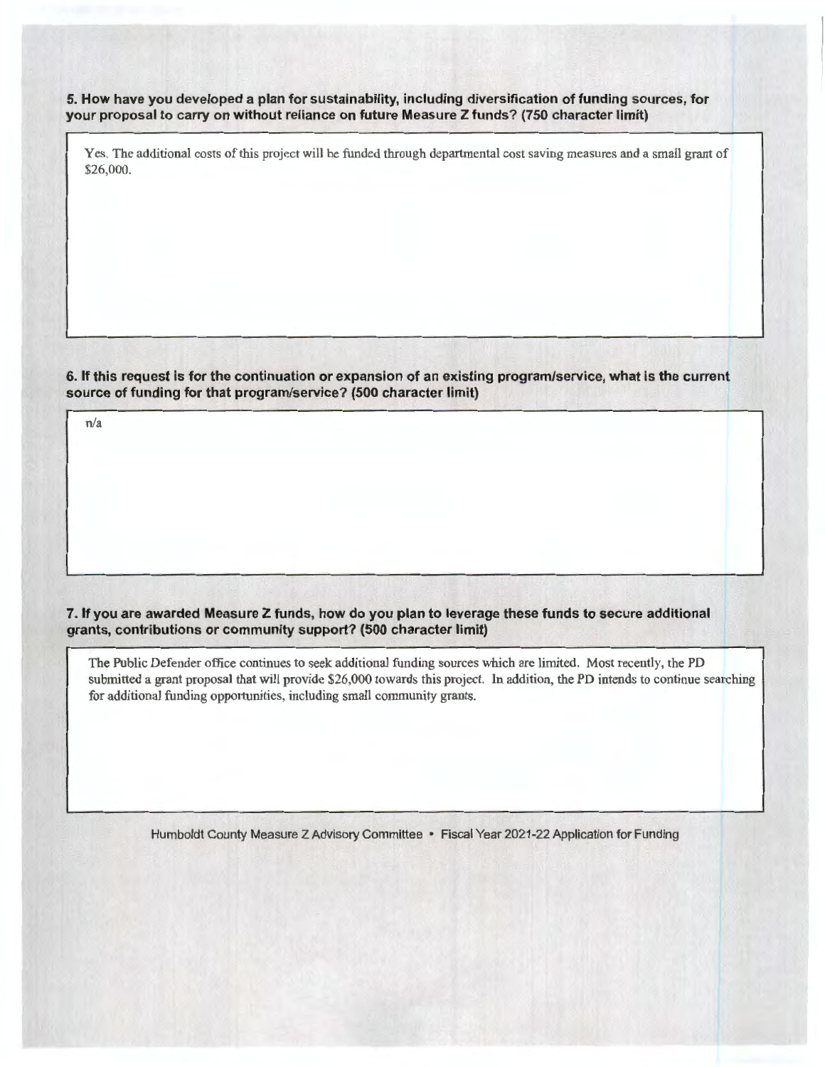**5. How have you developed a plan for sustainability, including diversification of funding sources, for your proposal to carry on without reliance on future Measure Z funds? (750 character limit)**

Yes. The additional costs of this project will be funded through departmental cost saving measures and a small grant of $26,000.

**6. If this request is for the continuation or expansion of an existing program/service, what is the current source of funding for that program/service? (500 character limit)**

n/a

**7. If you are awarded Measure Z funds, how do you plan to leverage these funds to secure additional grants, contributions or community support? (500 character limit)**

The Public Defender office continues to seek additional funding sources which are limited. Most recently, the PD submitted a grant proposal that will provide $26,000 towards this project. In addition, the PD intends to continue searching for additional funding opportunities, including small community grants.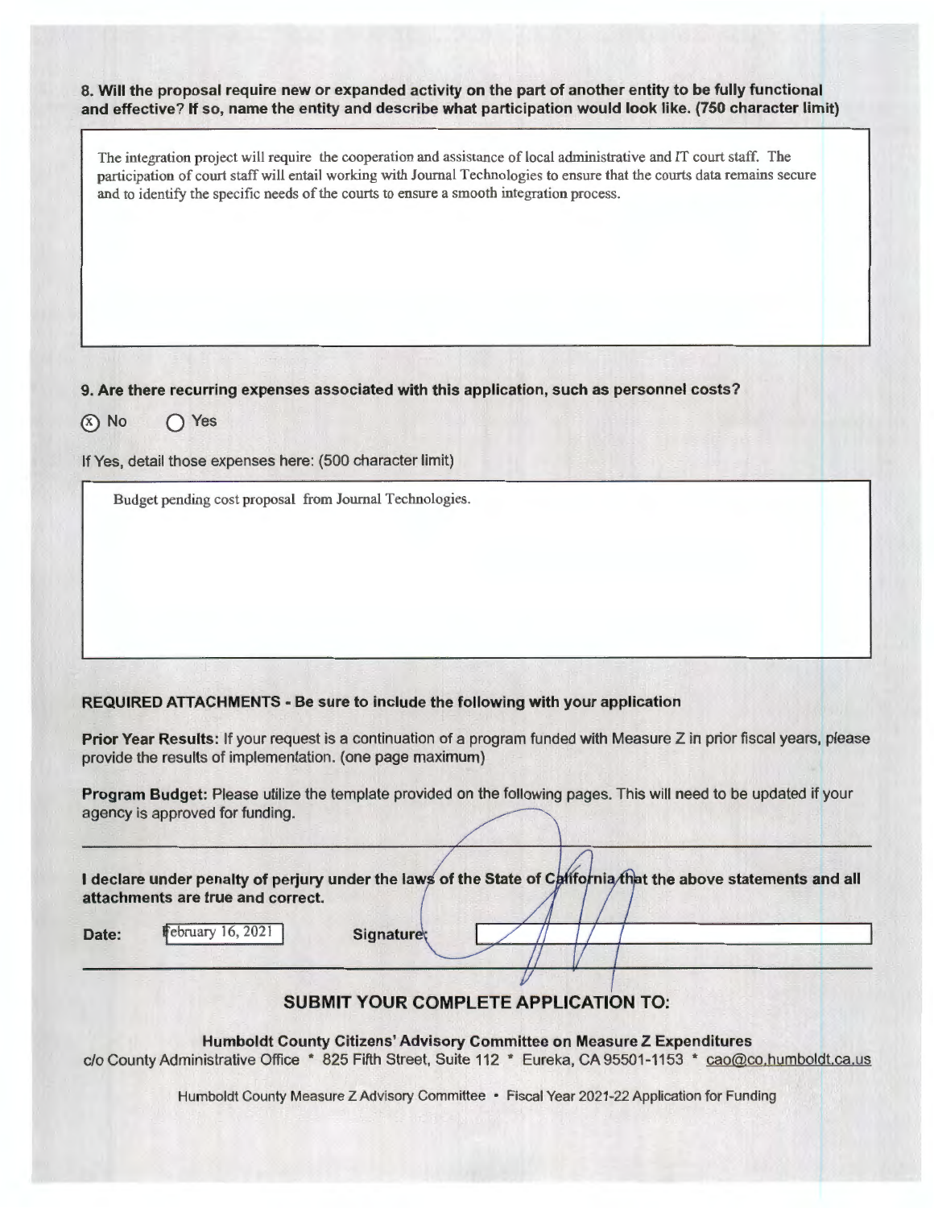**8. Will the proposal require new or expanded activity on the part of another entity to be fully functional and effective? If so, name the entity and describe what participation would look like. (750 character limit)**

The integration project will require the cooperation and assistance of local administrative and IT court staff. The participation of court staff will entail working with Journal Technologies to ensure that the courts data remains secure and to identify the specific needs of the courts to ensure a smooth integration process.

**9. Are there recurring expenses associated with this application, such as personnel costs?**

(X) No ( ) Yes

If Yes, detail those expenses here: (500 character limit)

Budget pending cost proposal from Journal Technologies.

**REQUIRED ATTACHMENTS - Be sure to include the following with your application**

**Prior Year Results:** If your request is a continuation of a program funded with Measure Z in prior fiscal years, please provide the results of implementation. (one page maximum)

**Program Budget:** Please utilize the template provided on the following pages. This will need to be updated if your agency is approved for funding.

**I declare under penalty of perjury under the laws of the State of California that the above statements and all attachments are true and correct.**

**Date:** February 16, 2021 **Signature:**

## SUBMIT YOUR COMPLETE APPLICATION TO:

**Humboldt County Citizens' Advisory Committee on Measure Z Expenditures**
c/o County Administrative Office * 825 Fifth Street, Suite 112 * Eureka, CA 95501-1153 * cao@co.humboldt.ca.us